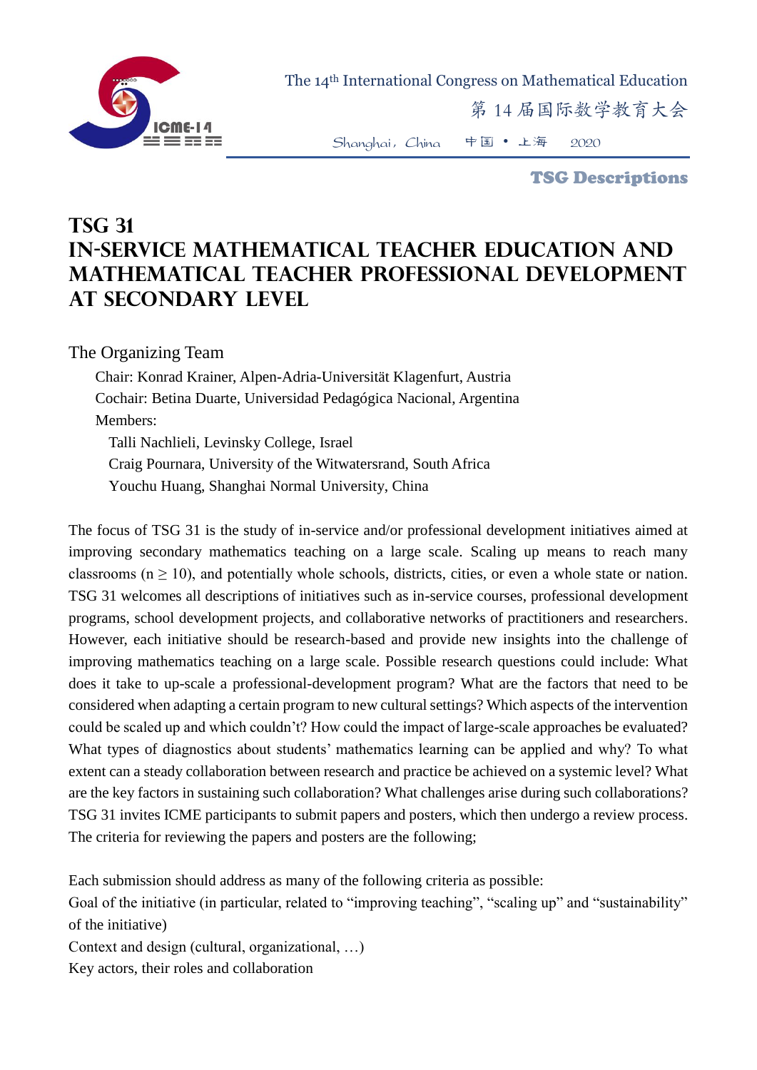# TSG 31
# IN-SERVICE MATHEMATICAL TEACHER EDUCATION AND MATHEMATICAL TEACHER PROFESSIONAL DEVELOPMENT AT SECONDARY LEVEL

## The Organizing Team

Chair: Konrad Krainer, Alpen-Adria-Universität Klagenfurt, Austria

Cochair: Betina Duarte, Universidad Pedagógica Nacional, Argentina

Members:

Talli Nachlieli, Levinsky College, Israel

Craig Pournara, University of the Witwatersrand, South Africa

Youchu Huang, Shanghai Normal University, China

The focus of TSG 31 is the study of in-service and/or professional development initiatives aimed at improving secondary mathematics teaching on a large scale. Scaling up means to reach many classrooms ($n \geq 10$), and potentially whole schools, districts, cities, or even a whole state or nation. TSG 31 welcomes all descriptions of initiatives such as in-service courses, professional development programs, school development projects, and collaborative networks of practitioners and researchers. However, each initiative should be research-based and provide new insights into the challenge of improving mathematics teaching on a large scale. Possible research questions could include: What does it take to up-scale a professional-development program? What are the factors that need to be considered when adapting a certain program to new cultural settings? Which aspects of the intervention could be scaled up and which couldn't? How could the impact of large-scale approaches be evaluated? What types of diagnostics about students' mathematics learning can be applied and why? To what extent can a steady collaboration between research and practice be achieved on a systemic level? What are the key factors in sustaining such collaboration? What challenges arise during such collaborations? TSG 31 invites ICME participants to submit papers and posters, which then undergo a review process. The criteria for reviewing the papers and posters are the following;

Each submission should address as many of the following criteria as possible:

Goal of the initiative (in particular, related to "improving teaching", "scaling up" and "sustainability" of the initiative)

Context and design (cultural, organizational, …)

Key actors, their roles and collaboration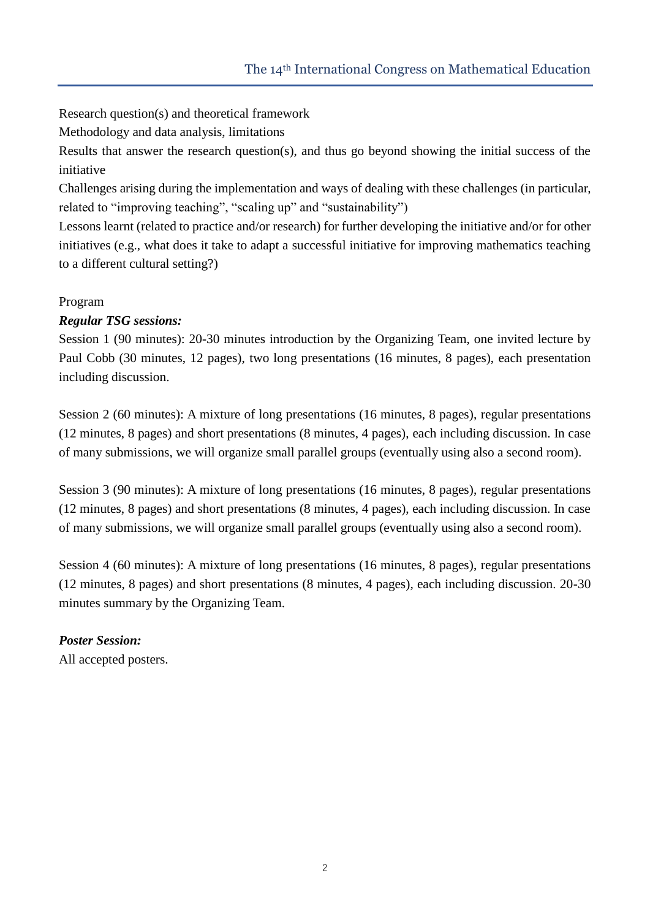Research question(s) and theoretical framework

Methodology and data analysis, limitations

Results that answer the research question(s), and thus go beyond showing the initial success of the initiative

Challenges arising during the implementation and ways of dealing with these challenges (in particular, related to “improving teaching”, “scaling up” and “sustainability”)

Lessons learnt (related to practice and/or research) for further developing the initiative and/or for other initiatives (e.g., what does it take to adapt a successful initiative for improving mathematics teaching to a different cultural setting?)

Program

***Regular TSG sessions:***

Session 1 (90 minutes): 20-30 minutes introduction by the Organizing Team, one invited lecture by Paul Cobb (30 minutes, 12 pages), two long presentations (16 minutes, 8 pages), each presentation including discussion.

Session 2 (60 minutes): A mixture of long presentations (16 minutes, 8 pages), regular presentations (12 minutes, 8 pages) and short presentations (8 minutes, 4 pages), each including discussion. In case of many submissions, we will organize small parallel groups (eventually using also a second room).

Session 3 (90 minutes): A mixture of long presentations (16 minutes, 8 pages), regular presentations (12 minutes, 8 pages) and short presentations (8 minutes, 4 pages), each including discussion. In case of many submissions, we will organize small parallel groups (eventually using also a second room).

Session 4 (60 minutes): A mixture of long presentations (16 minutes, 8 pages), regular presentations (12 minutes, 8 pages) and short presentations (8 minutes, 4 pages), each including discussion. 20-30 minutes summary by the Organizing Team.

***Poster Session:***

All accepted posters.